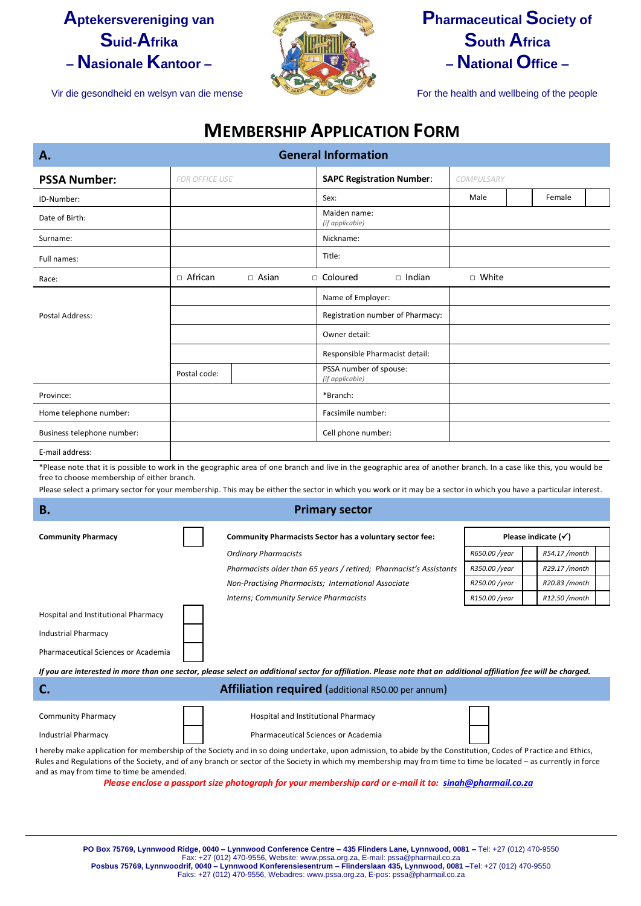**Aptekersvereniging van Suid-Afrika – Nasionale Kantoor –**

Vir die gesondheid en welsyn van die mense

**Pharmaceutical Society of South Africa – National Office –**

For the health and wellbeing of the people

# MEMBERSHIP APPLICATION FORM

## A. General Information

| | | | |
|---|---|---|---|
| **PSSA Number:** | *FOR OFFICE USE* | **SAPC Registration Number:** | *COMPULSARY* |
| ID-Number: | | Sex: | Male ☐ Female ☐ |
| Date of Birth: | | Maiden name: *(if applicable)* | |
| Surname: | | Nickname: | |
| Full names: | | Title: | |
| Race: | □ African □ Asian | □ Coloured □ Indian | □ White |
| Postal Address: | | Name of Employer: | |
| | | Registration number of Pharmacy: | |
| | | Owner detail: | |
| | | Responsible Pharmacist detail: | |
| | Postal code: | PSSA number of spouse: *(if applicable)* | |
| Province: | | *Branch: | |
| Home telephone number: | | Facsimile number: | |
| Business telephone number: | | Cell phone number: | |
| E-mail address: | | | |

*Please note that it is possible to work in the geographic area of one branch and live in the geographic area of another branch. In a case like this, you would be free to choose membership of either branch.

Please select a primary sector for your membership. This may be either the sector in which you work or it may be a sector in which you have a particular interest.

## B. Primary sector

**Community Pharmacy** ☐

| **Community Pharmacists Sector has a voluntary sector fee:** | **Please indicate (✓)** | | | |
|---|---|---|---|---|
| *Ordinary Pharmacists* | *R650.00 /year* | ☐ | *R54.17 /month* | ☐ |
| *Pharmacists older than 65 years / retired; Pharmacist's Assistants* | *R350.00 /year* | ☐ | *R29.17 /month* | ☐ |
| *Non-Practising Pharmacists; International Associate* | *R250.00 /year* | ☐ | *R20.83 /month* | ☐ |
| *Interns; Community Service Pharmacists* | *R150.00 /year* | ☐ | *R12.50 /month* | ☐ |

Hospital and Institutional Pharmacy ☐

Industrial Pharmacy ☐

Pharmaceutical Sciences or Academia ☐

***If you are interested in more than one sector, please select an additional sector for affiliation. Please note that an additional affiliation fee will be charged.***

## C. Affiliation required (additional R50.00 per annum)

| | | | |
|---|---|---|---|
| Community Pharmacy | ☐ | Hospital and Institutional Pharmacy | ☐ |
| Industrial Pharmacy | ☐ | Pharmaceutical Sciences or Academia | ☐ |

I hereby make application for membership of the Society and in so doing undertake, upon admission, to abide by the Constitution, Codes of Practice and Ethics, Rules and Regulations of the Society, and of any branch or sector of the Society in which my membership may from time to time be located – as currently in force and as may from time to time be amended.

***Please enclose a passport size photograph for your membership card or e-mail it to: sinah@pharmail.co.za***

**PO Box 75769, Lynnwood Ridge, 0040 – Lynnwood Conference Centre – 435 Flinders Lane, Lynnwood, 0081 –** Tel: +27 (012) 470-9550
Fax: +27 (012) 470-9556, Website: www.pssa.org.za, E-mail: pssa@pharmail.co.za
**Posbus 75769, Lynnwoodrif, 0040 – Lynnwood Konferensiesentrum – Flinderslaan 435, Lynnwood, 0081 –**Tel: +27 (012) 470-9550
Faks: +27 (012) 470-9556, Webadres: www.pssa.org.za, E-pos: pssa@pharmail.co.za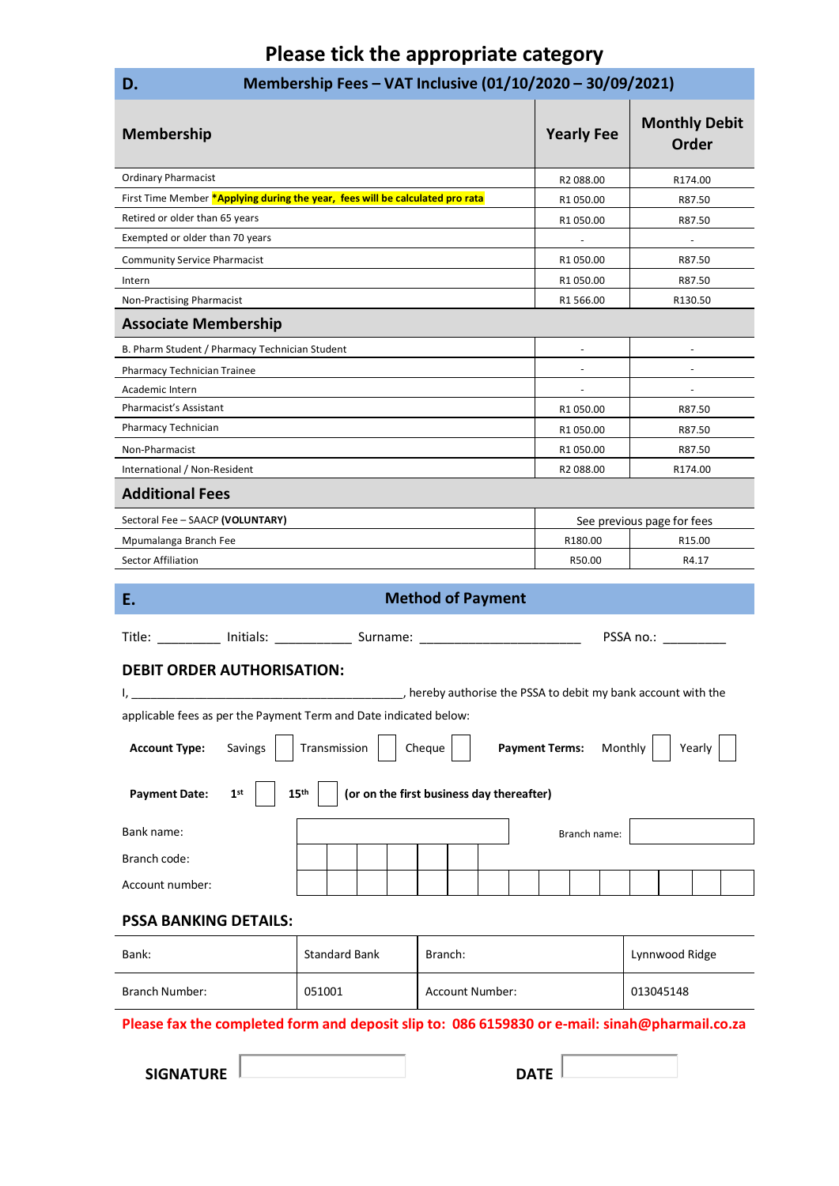# Please tick the appropriate category

## D. Membership Fees – VAT Inclusive (01/10/2020 – 30/09/2021)

| Membership | Yearly Fee | Monthly Debit Order |
|---|---|---|
| Ordinary Pharmacist | R2 088.00 | R174.00 |
| First Time Member ***Applying during the year, fees will be calculated pro rata** | R1 050.00 | R87.50 |
| Retired or older than 65 years | R1 050.00 | R87.50 |
| Exempted or older than 70 years | - | - |
| Community Service Pharmacist | R1 050.00 | R87.50 |
| Intern | R1 050.00 | R87.50 |
| Non-Practising Pharmacist | R1 566.00 | R130.50 |
| **Associate Membership** | | |
| B. Pharm Student / Pharmacy Technician Student | - | - |
| Pharmacy Technician Trainee | - | - |
| Academic Intern | - | - |
| Pharmacist's Assistant | R1 050.00 | R87.50 |
| Pharmacy Technician | R1 050.00 | R87.50 |
| Non-Pharmacist | R1 050.00 | R87.50 |
| International / Non-Resident | R2 088.00 | R174.00 |
| **Additional Fees** | | |
| Sectoral Fee – SAACP **(VOLUNTARY)** | See previous page for fees | |
| Mpumalanga Branch Fee | R180.00 | R15.00 |
| Sector Affiliation | R50.00 | R4.17 |

## E. Method of Payment

Title: _________ Initials: ___________ Surname: ________________________ PSSA no.: _________

### DEBIT ORDER AUTHORISATION:

I, ______________________________________________, hereby authorise the PSSA to debit my bank account with the applicable fees as per the Payment Term and Date indicated below:

**Account Type:** Savings ☐ Transmission ☐ Cheque ☐ **Payment Terms:** Monthly ☐ Yearly ☐

**Payment Date:** 1st ☐ 15th ☐ **(or on the first business day thereafter)**

Bank name: ____________________ Branch name: ____________________

Branch code: ____________________

Account number: ____________________

### PSSA BANKING DETAILS:

| | | | |
|---|---|---|---|
| Bank: | Standard Bank | Branch: | Lynnwood Ridge |
| Branch Number: | 051001 | Account Number: | 013045148 |

**Please fax the completed form and deposit slip to: 086 6159830 or e-mail: sinah@pharmail.co.za**

**SIGNATURE** ____________________ **DATE** ____________________